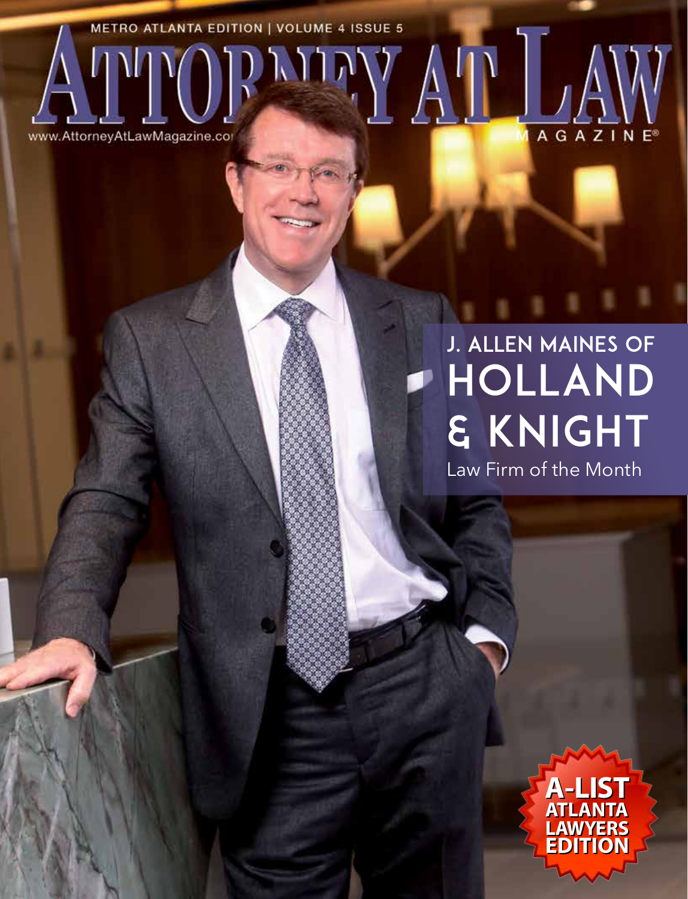METRO ATLANTA EDITION | VOLUME 4 ISSUE 5

# ATTORNEY AT LAW MAGAZINE®

www.AttorneyAtLawMagazine.com

## J. ALLEN MAINES OF HOLLAND & KNIGHT

Law Firm of the Month

**A-LIST ATLANTA LAWYERS EDITION**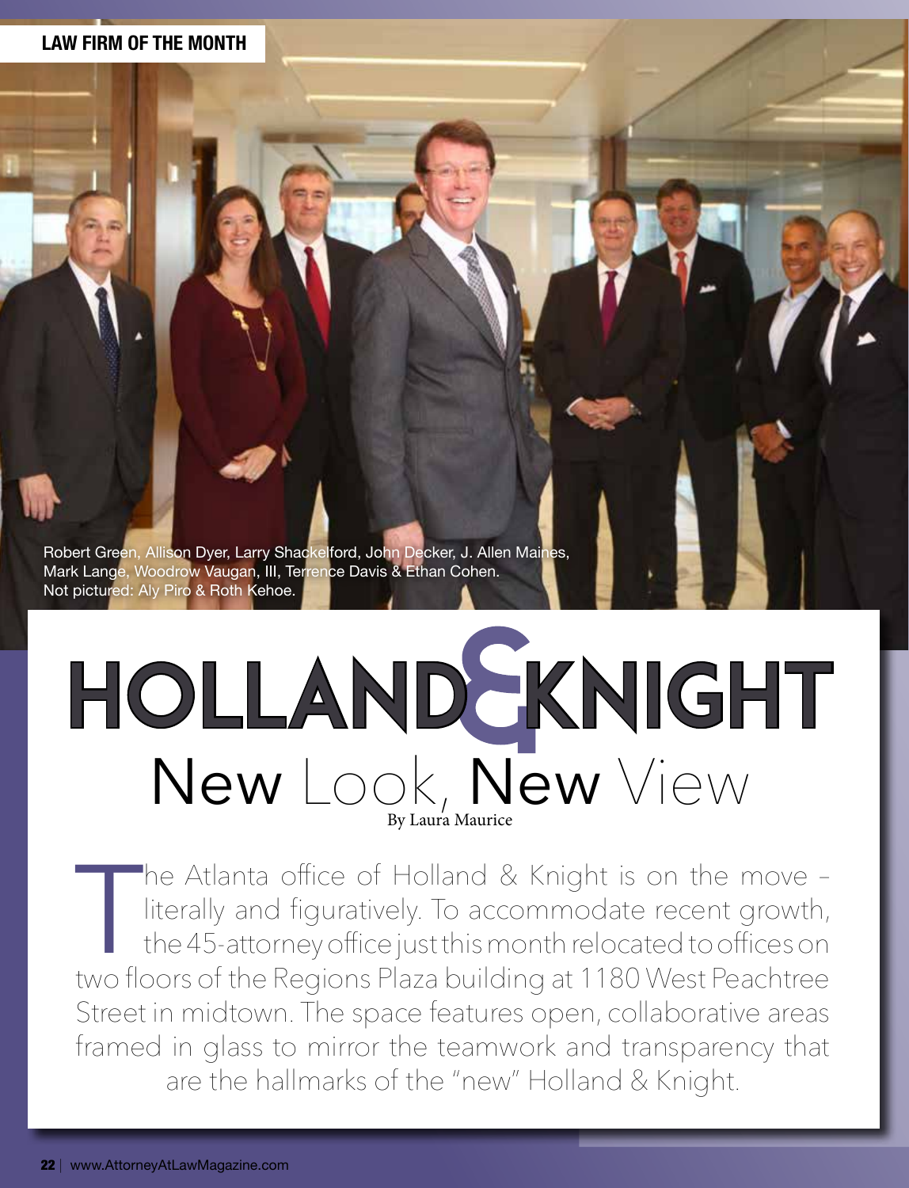LAW FIRM OF THE MONTH

Robert Green, Allison Dyer, Larry Shackelford, John Decker, J. Allen Maines, Mark Lange, Woodrow Vaugan, III, Terrence Davis & Ethan Cohen. Not pictured: Aly Piro & Roth Kehoe.

# HOLLAND & KNIGHT

## New Look, New View

By Laura Maurice

The Atlanta office of Holland & Knight is on the move – literally and figuratively. To accommodate recent growth, the 45-attorney office just this month relocated to offices on two floors of the Regions Plaza building at 1180 West Peachtree Street in midtown. The space features open, collaborative areas framed in glass to mirror the teamwork and transparency that are the hallmarks of the "new" Holland & Knight.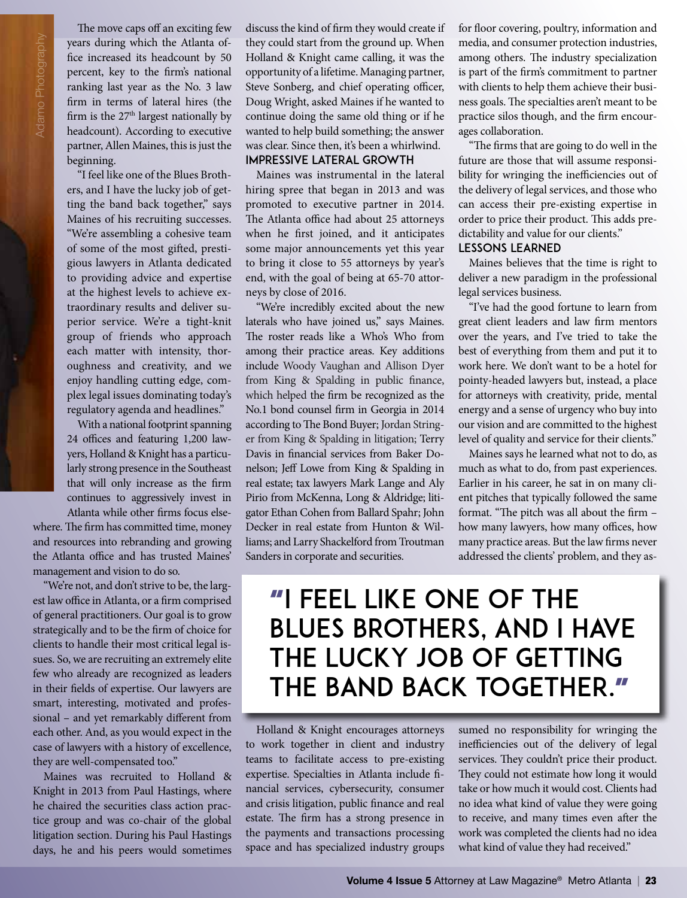The move caps off an exciting few years during which the Atlanta office increased its headcount by 50 percent, key to the firm's national ranking last year as the No. 3 law firm in terms of lateral hires (the firm is the 27th largest nationally by headcount). According to executive partner, Allen Maines, this is just the beginning.

"I feel like one of the Blues Brothers, and I have the lucky job of getting the band back together," says Maines of his recruiting successes. "We're assembling a cohesive team of some of the most gifted, prestigious lawyers in Atlanta dedicated to providing advice and expertise at the highest levels to achieve extraordinary results and deliver superior service. We're a tight-knit group of friends who approach each matter with intensity, thoroughness and creativity, and we enjoy handling cutting edge, complex legal issues dominating today's regulatory agenda and headlines."

With a national footprint spanning 24 offices and featuring 1,200 lawyers, Holland & Knight has a particularly strong presence in the Southeast that will only increase as the firm continues to aggressively invest in Atlanta while other firms focus elsewhere. The firm has committed time, money and resources into rebranding and growing the Atlanta office and has trusted Maines' management and vision to do so.

"We're not, and don't strive to be, the largest law office in Atlanta, or a firm comprised of general practitioners. Our goal is to grow strategically and to be the firm of choice for clients to handle their most critical legal issues. So, we are recruiting an extremely elite few who already are recognized as leaders in their fields of expertise. Our lawyers are smart, interesting, motivated and professional – and yet remarkably different from each other. And, as you would expect in the case of lawyers with a history of excellence, they are well-compensated too."

Maines was recruited to Holland & Knight in 2013 from Paul Hastings, where he chaired the securities class action practice group and was co-chair of the global litigation section. During his Paul Hastings days, he and his peers would sometimes discuss the kind of firm they would create if they could start from the ground up. When Holland & Knight came calling, it was the opportunity of a lifetime. Managing partner, Steve Sonberg, and chief operating officer, Doug Wright, asked Maines if he wanted to continue doing the same old thing or if he wanted to help build something; the answer was clear. Since then, it's been a whirlwind.

## IMPRESSIVE LATERAL GROWTH

Maines was instrumental in the lateral hiring spree that began in 2013 and was promoted to executive partner in 2014. The Atlanta office had about 25 attorneys when he first joined, and it anticipates some major announcements yet this year to bring it close to 55 attorneys by year's end, with the goal of being at 65-70 attorneys by close of 2016.

"We're incredibly excited about the new laterals who have joined us," says Maines. The roster reads like a Who's Who from among their practice areas. Key additions include Woody Vaughan and Allison Dyer from King & Spalding in public finance, which helped the firm be recognized as the No.1 bond counsel firm in Georgia in 2014 according to The Bond Buyer; Jordan Stringer from King & Spalding in litigation; Terry Davis in financial services from Baker Donelson; Jeff Lowe from King & Spalding in real estate; tax lawyers Mark Lange and Aly Pirio from McKenna, Long & Aldridge; litigator Ethan Cohen from Ballard Spahr; John Decker in real estate from Hunton & Williams; and Larry Shackelford from Troutman Sanders in corporate and securities.

> **"I FEEL LIKE ONE OF THE BLUES BROTHERS, AND I HAVE THE LUCKY JOB OF GETTING THE BAND BACK TOGETHER."**

Holland & Knight encourages attorneys to work together in client and industry teams to facilitate access to pre-existing expertise. Specialties in Atlanta include financial services, cybersecurity, consumer and crisis litigation, public finance and real estate. The firm has a strong presence in the payments and transactions processing space and has specialized industry groups for floor covering, poultry, information and media, and consumer protection industries, among others. The industry specialization is part of the firm's commitment to partner with clients to help them achieve their business goals. The specialties aren't meant to be practice silos though, and the firm encourages collaboration.

"The firms that are going to do well in the future are those that will assume responsibility for wringing the inefficiencies out of the delivery of legal services, and those who can access their pre-existing expertise in order to price their product. This adds predictability and value for our clients."

## LESSONS LEARNED

Maines believes that the time is right to deliver a new paradigm in the professional legal services business.

"I've had the good fortune to learn from great client leaders and law firm mentors over the years, and I've tried to take the best of everything from them and put it to work here. We don't want to be a hotel for pointy-headed lawyers but, instead, a place for attorneys with creativity, pride, mental energy and a sense of urgency who buy into our vision and are committed to the highest level of quality and service for their clients."

Maines says he learned what not to do, as much as what to do, from past experiences. Earlier in his career, he sat in on many client pitches that typically followed the same format. "The pitch was all about the firm – how many lawyers, how many offices, how many practice areas. But the law firms never addressed the clients' problem, and they assumed no responsibility for wringing the inefficiencies out of the delivery of legal services. They couldn't price their product. They could not estimate how long it would take or how much it would cost. Clients had no idea what kind of value they were going to receive, and many times even after the work was completed the clients had no idea what kind of value they had received."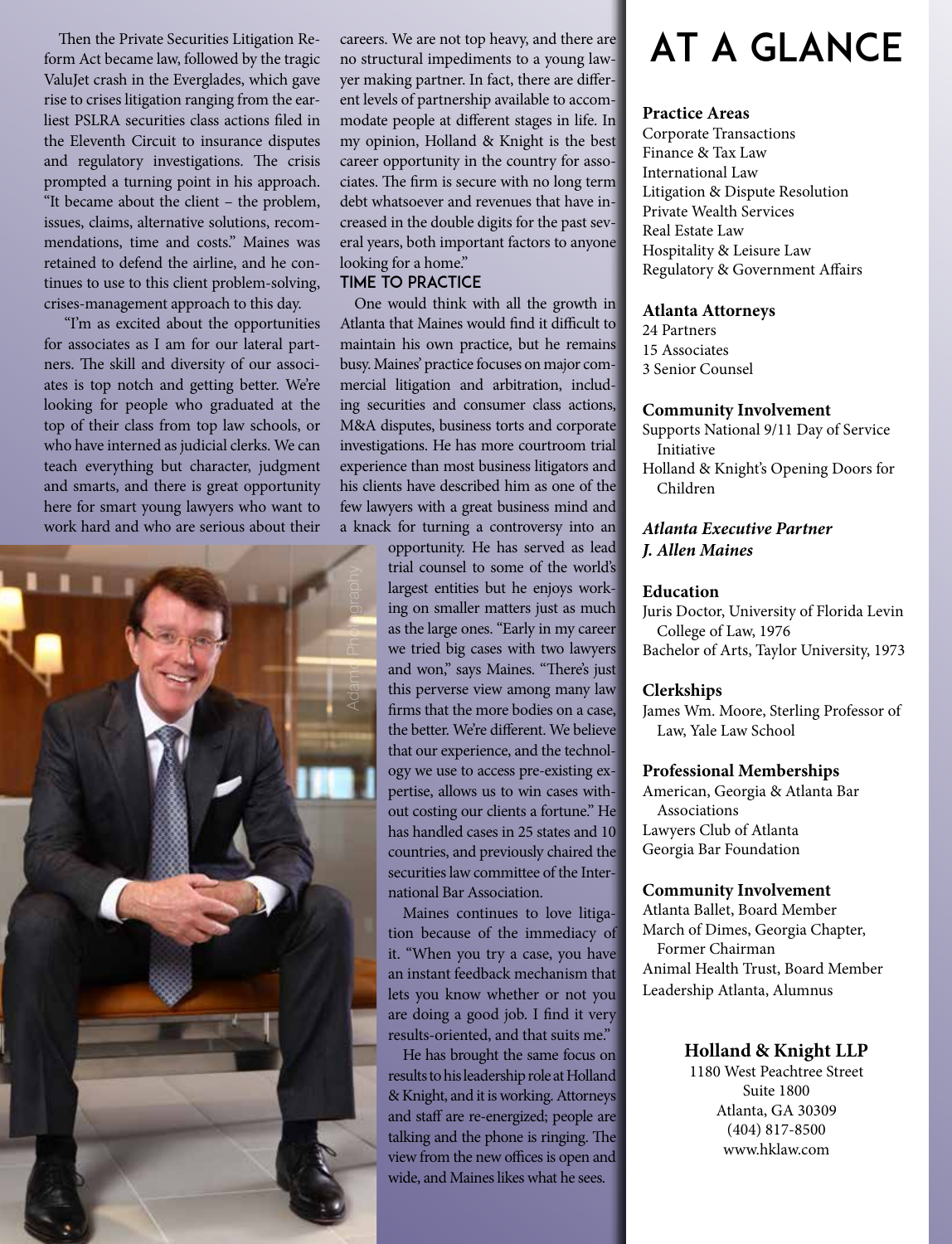Then the Private Securities Litigation Reform Act became law, followed by the tragic ValuJet crash in the Everglades, which gave rise to crises litigation ranging from the earliest PSLRA securities class actions filed in the Eleventh Circuit to insurance disputes and regulatory investigations. The crisis prompted a turning point in his approach. "It became about the client – the problem, issues, claims, alternative solutions, recommendations, time and costs." Maines was retained to defend the airline, and he continues to use to this client problem-solving, crises-management approach to this day.

"I'm as excited about the opportunities for associates as I am for our lateral partners. The skill and diversity of our associates is top notch and getting better. We're looking for people who graduated at the top of their class from top law schools, or who have interned as judicial clerks. We can teach everything but character, judgment and smarts, and there is great opportunity here for smart young lawyers who want to work hard and who are serious about their careers. We are not top heavy, and there are no structural impediments to a young lawyer making partner. In fact, there are different levels of partnership available to accommodate people at different stages in life. In my opinion, Holland & Knight is the best career opportunity in the country for associates. The firm is secure with no long term debt whatsoever and revenues that have increased in the double digits for the past several years, both important factors to anyone looking for a home."

## TIME TO PRACTICE

One would think with all the growth in Atlanta that Maines would find it difficult to maintain his own practice, but he remains busy. Maines' practice focuses on major commercial litigation and arbitration, including securities and consumer class actions, M&A disputes, business torts and corporate investigations. He has more courtroom trial experience than most business litigators and his clients have described him as one of the few lawyers with a great business mind and a knack for turning a controversy into an opportunity. He has served as lead trial counsel to some of the world's largest entities but he enjoys working on smaller matters just as much as the large ones. "Early in my career we tried big cases with two lawyers and won," says Maines. "There's just this perverse view among many law firms that the more bodies on a case, the better. We're different. We believe that our experience, and the technology we use to access pre-existing expertise, allows us to win cases without costing our clients a fortune." He has handled cases in 25 states and 10 countries, and previously chaired the securities law committee of the International Bar Association.

Maines continues to love litigation because of the immediacy of it. "When you try a case, you have an instant feedback mechanism that lets you know whether or not you are doing a good job. I find it very results-oriented, and that suits me."

He has brought the same focus on results to his leadership role at Holland & Knight, and it is working. Attorneys and staff are re-energized; people are talking and the phone is ringing. The view from the new offices is open and wide, and Maines likes what he sees.

Adams Photography

# AT A GLANCE

**Practice Areas**
Corporate Transactions
Finance & Tax Law
International Law
Litigation & Dispute Resolution
Private Wealth Services
Real Estate Law
Hospitality & Leisure Law
Regulatory & Government Affairs

**Atlanta Attorneys**
24 Partners
15 Associates
3 Senior Counsel

**Community Involvement**
Supports National 9/11 Day of Service Initiative
Holland & Knight's Opening Doors for Children

***Atlanta Executive Partner***
***J. Allen Maines***

**Education**
Juris Doctor, University of Florida Levin College of Law, 1976
Bachelor of Arts, Taylor University, 1973

**Clerkships**
James Wm. Moore, Sterling Professor of Law, Yale Law School

**Professional Memberships**
American, Georgia & Atlanta Bar Associations
Lawyers Club of Atlanta
Georgia Bar Foundation

**Community Involvement**
Atlanta Ballet, Board Member
March of Dimes, Georgia Chapter, Former Chairman
Animal Health Trust, Board Member
Leadership Atlanta, Alumnus

**Holland & Knight LLP**
1180 West Peachtree Street
Suite 1800
Atlanta, GA 30309
(404) 817-8500
www.hklaw.com